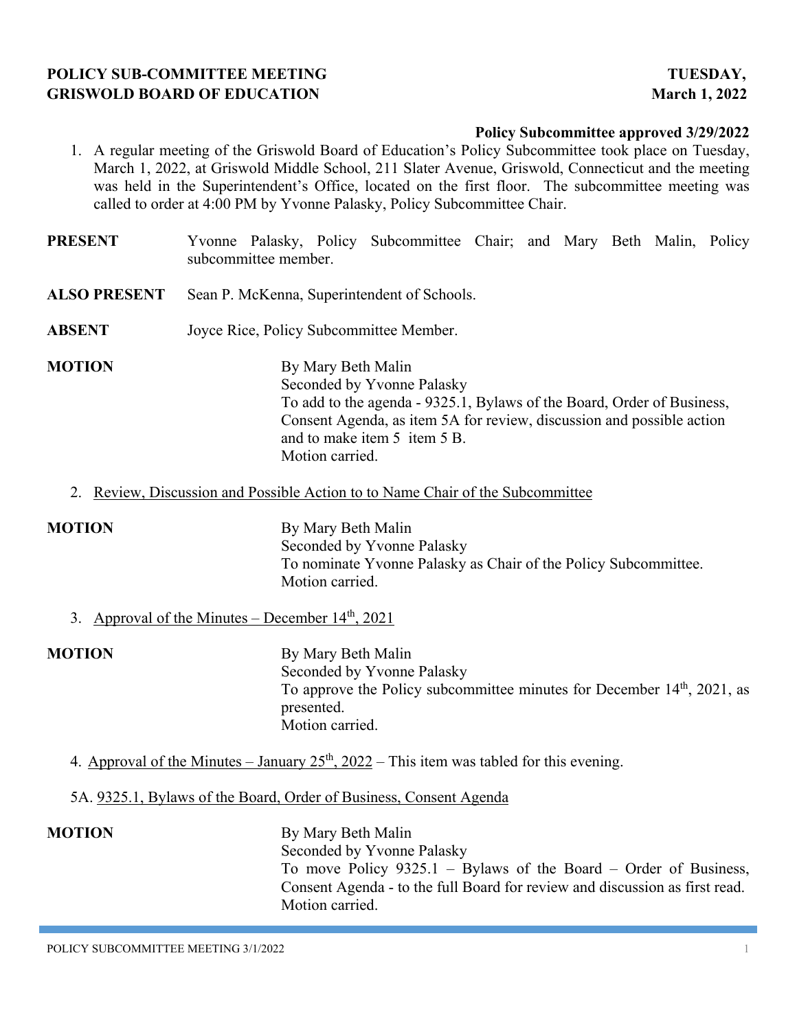**POLICY SUB-COMMITTEE MEETING** **TUESDAY,**
**GRISWOLD BOARD OF EDUCATION** **March 1, 2022**

**Policy Subcommittee approved 3/29/2022**

1. A regular meeting of the Griswold Board of Education's Policy Subcommittee took place on Tuesday, March 1, 2022, at Griswold Middle School, 211 Slater Avenue, Griswold, Connecticut and the meeting was held in the Superintendent's Office, located on the first floor. The subcommittee meeting was called to order at 4:00 PM by Yvonne Palasky, Policy Subcommittee Chair.

**PRESENT** Yvonne Palasky, Policy Subcommittee Chair; and Mary Beth Malin, Policy subcommittee member.

**ALSO PRESENT** Sean P. McKenna, Superintendent of Schools.

**ABSENT** Joyce Rice, Policy Subcommittee Member.

**MOTION**
By Mary Beth Malin
Seconded by Yvonne Palasky
To add to the agenda - 9325.1, Bylaws of the Board, Order of Business, Consent Agenda, as item 5A for review, discussion and possible action and to make item 5 item 5 B.
Motion carried.

2. Review, Discussion and Possible Action to to Name Chair of the Subcommittee

**MOTION**
By Mary Beth Malin
Seconded by Yvonne Palasky
To nominate Yvonne Palasky as Chair of the Policy Subcommittee.
Motion carried.

3. Approval of the Minutes – December 14th, 2021

**MOTION**
By Mary Beth Malin
Seconded by Yvonne Palasky
To approve the Policy subcommittee minutes for December 14th, 2021, as presented.
Motion carried.

4. Approval of the Minutes – January 25th, 2022 – This item was tabled for this evening.

5A. 9325.1, Bylaws of the Board, Order of Business, Consent Agenda

**MOTION**
By Mary Beth Malin
Seconded by Yvonne Palasky
To move Policy 9325.1 – Bylaws of the Board – Order of Business, Consent Agenda - to the full Board for review and discussion as first read.
Motion carried.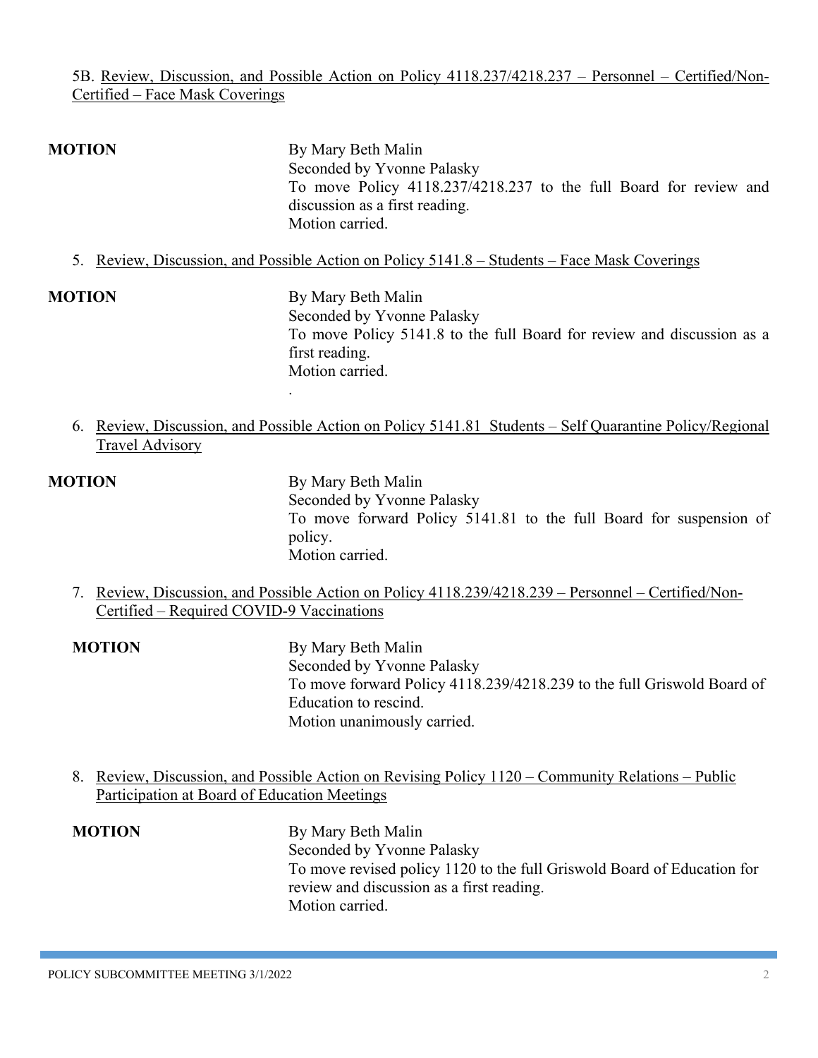5B. Review, Discussion, and Possible Action on Policy 4118.237/4218.237 – Personnel – Certified/Non-Certified – Face Mask Coverings

**MOTION**

By Mary Beth Malin
Seconded by Yvonne Palasky
To move Policy 4118.237/4218.237 to the full Board for review and discussion as a first reading.
Motion carried.

5. Review, Discussion, and Possible Action on Policy 5141.8 – Students – Face Mask Coverings

**MOTION**

By Mary Beth Malin
Seconded by Yvonne Palasky
To move Policy 5141.8 to the full Board for review and discussion as a first reading.
Motion carried.
.

6. Review, Discussion, and Possible Action on Policy 5141.81 Students – Self Quarantine Policy/Regional Travel Advisory

**MOTION**

By Mary Beth Malin
Seconded by Yvonne Palasky
To move forward Policy 5141.81 to the full Board for suspension of policy.
Motion carried.

7. Review, Discussion, and Possible Action on Policy 4118.239/4218.239 – Personnel – Certified/Non-Certified – Required COVID-9 Vaccinations

**MOTION**

By Mary Beth Malin
Seconded by Yvonne Palasky
To move forward Policy 4118.239/4218.239 to the full Griswold Board of Education to rescind.
Motion unanimously carried.

8. Review, Discussion, and Possible Action on Revising Policy 1120 – Community Relations – Public Participation at Board of Education Meetings

**MOTION**

By Mary Beth Malin
Seconded by Yvonne Palasky
To move revised policy 1120 to the full Griswold Board of Education for review and discussion as a first reading.
Motion carried.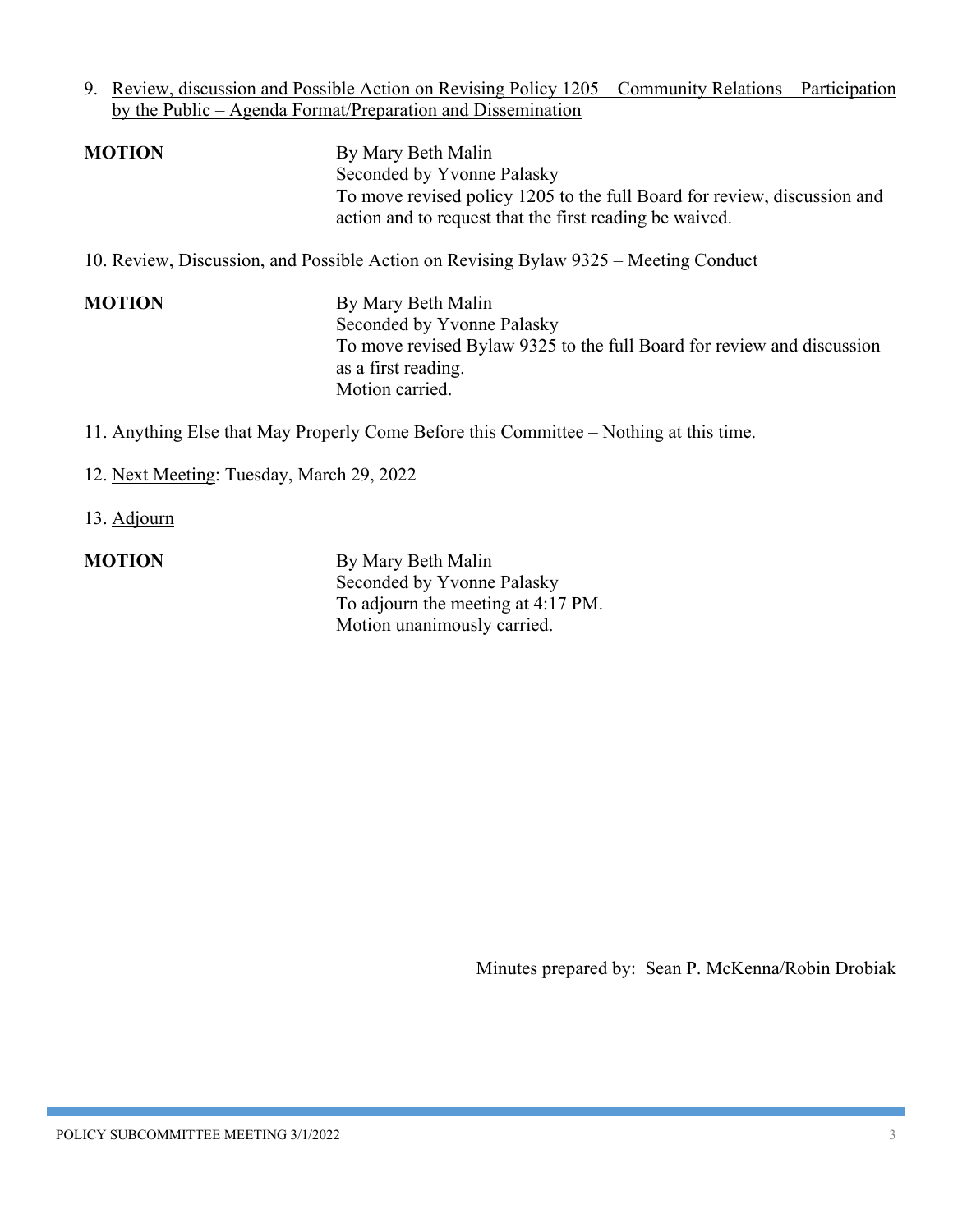9. Review, discussion and Possible Action on Revising Policy 1205 – Community Relations – Participation by the Public – Agenda Format/Preparation and Dissemination

**MOTION** By Mary Beth Malin
Seconded by Yvonne Palasky
To move revised policy 1205 to the full Board for review, discussion and action and to request that the first reading be waived.

10. Review, Discussion, and Possible Action on Revising Bylaw 9325 – Meeting Conduct

**MOTION** By Mary Beth Malin
Seconded by Yvonne Palasky
To move revised Bylaw 9325 to the full Board for review and discussion as a first reading.
Motion carried.

11. Anything Else that May Properly Come Before this Committee – Nothing at this time.

12. Next Meeting: Tuesday, March 29, 2022

13. Adjourn

**MOTION** By Mary Beth Malin
Seconded by Yvonne Palasky
To adjourn the meeting at 4:17 PM.
Motion unanimously carried.

Minutes prepared by: Sean P. McKenna/Robin Drobiak